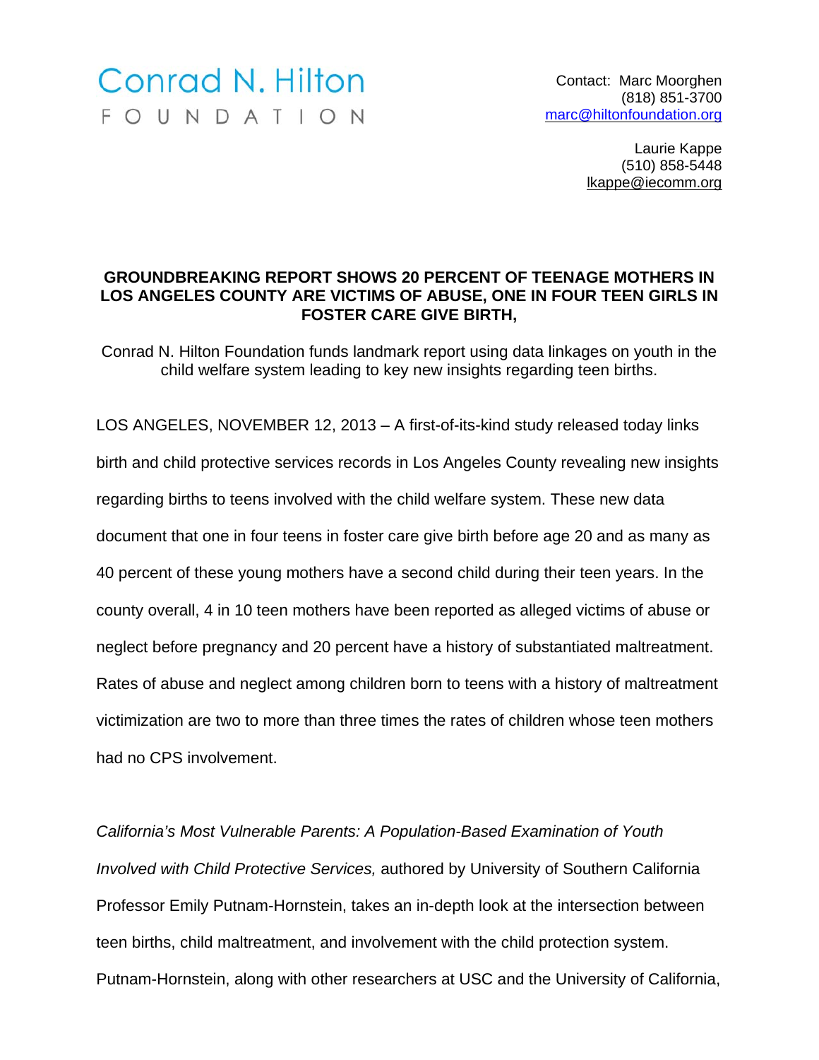Conrad N. Hilton
FOUNDATION

Contact: Marc Moorghen
(818) 851-3700
marc@hiltonfoundation.org

Laurie Kappe
(510) 858-5448
lkappe@iecomm.org

# GROUNDBREAKING REPORT SHOWS 20 PERCENT OF TEENAGE MOTHERS IN LOS ANGELES COUNTY ARE VICTIMS OF ABUSE, ONE IN FOUR TEEN GIRLS IN FOSTER CARE GIVE BIRTH,

Conrad N. Hilton Foundation funds landmark report using data linkages on youth in the child welfare system leading to key new insights regarding teen births.

LOS ANGELES, NOVEMBER 12, 2013 – A first-of-its-kind study released today links birth and child protective services records in Los Angeles County revealing new insights regarding births to teens involved with the child welfare system. These new data document that one in four teens in foster care give birth before age 20 and as many as 40 percent of these young mothers have a second child during their teen years. In the county overall, 4 in 10 teen mothers have been reported as alleged victims of abuse or neglect before pregnancy and 20 percent have a history of substantiated maltreatment. Rates of abuse and neglect among children born to teens with a history of maltreatment victimization are two to more than three times the rates of children whose teen mothers had no CPS involvement.

*California's Most Vulnerable Parents: A Population-Based Examination of Youth Involved with Child Protective Services,* authored by University of Southern California Professor Emily Putnam-Hornstein, takes an in-depth look at the intersection between teen births, child maltreatment, and involvement with the child protection system. Putnam-Hornstein, along with other researchers at USC and the University of California,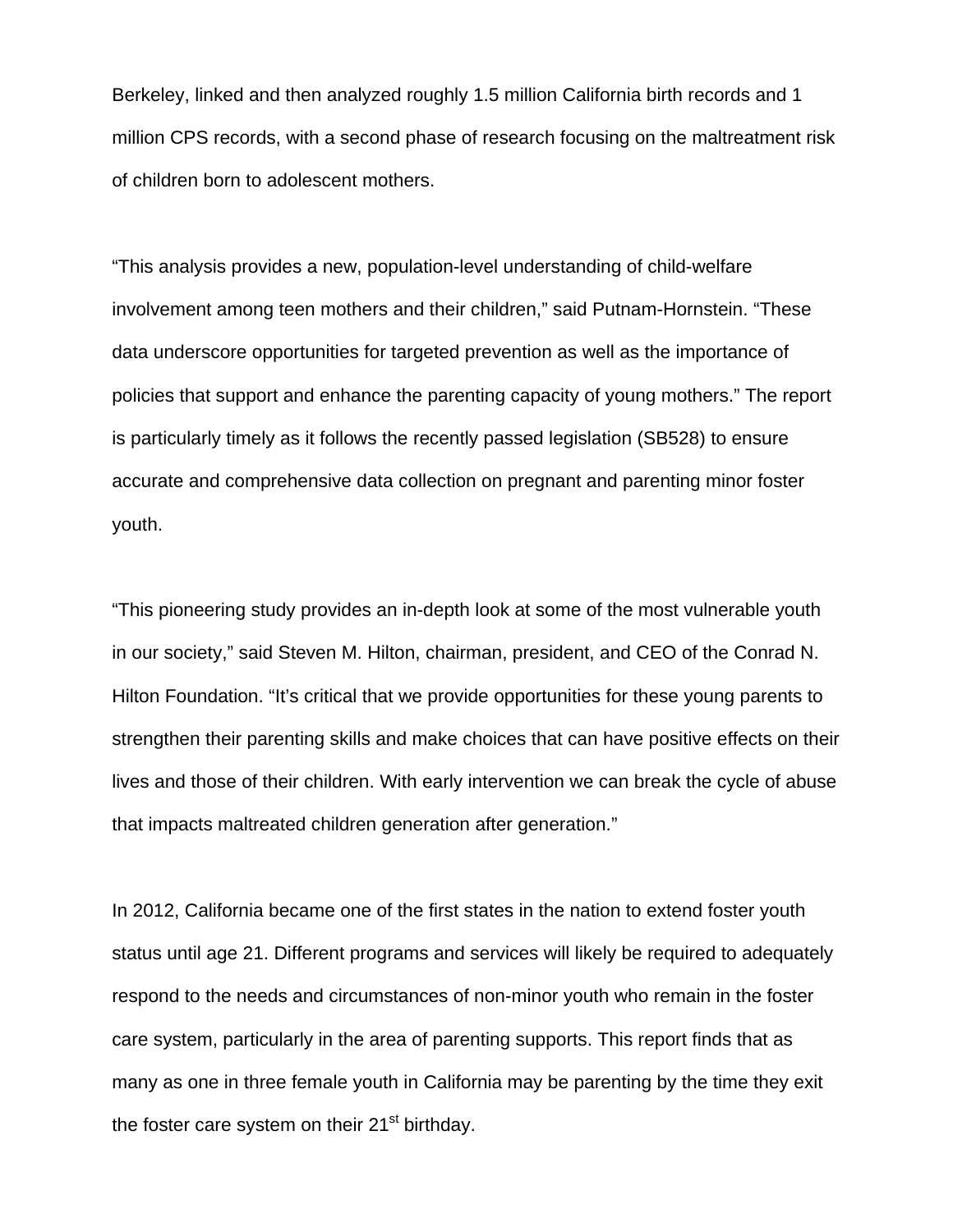Berkeley, linked and then analyzed roughly 1.5 million California birth records and 1 million CPS records, with a second phase of research focusing on the maltreatment risk of children born to adolescent mothers.

“This analysis provides a new, population-level understanding of child-welfare involvement among teen mothers and their children,” said Putnam-Hornstein. “These data underscore opportunities for targeted prevention as well as the importance of policies that support and enhance the parenting capacity of young mothers.” The report is particularly timely as it follows the recently passed legislation (SB528) to ensure accurate and comprehensive data collection on pregnant and parenting minor foster youth.

“This pioneering study provides an in-depth look at some of the most vulnerable youth in our society,” said Steven M. Hilton, chairman, president, and CEO of the Conrad N. Hilton Foundation. “It’s critical that we provide opportunities for these young parents to strengthen their parenting skills and make choices that can have positive effects on their lives and those of their children. With early intervention we can break the cycle of abuse that impacts maltreated children generation after generation.”

In 2012, California became one of the first states in the nation to extend foster youth status until age 21. Different programs and services will likely be required to adequately respond to the needs and circumstances of non-minor youth who remain in the foster care system, particularly in the area of parenting supports. This report finds that as many as one in three female youth in California may be parenting by the time they exit the foster care system on their 21st birthday.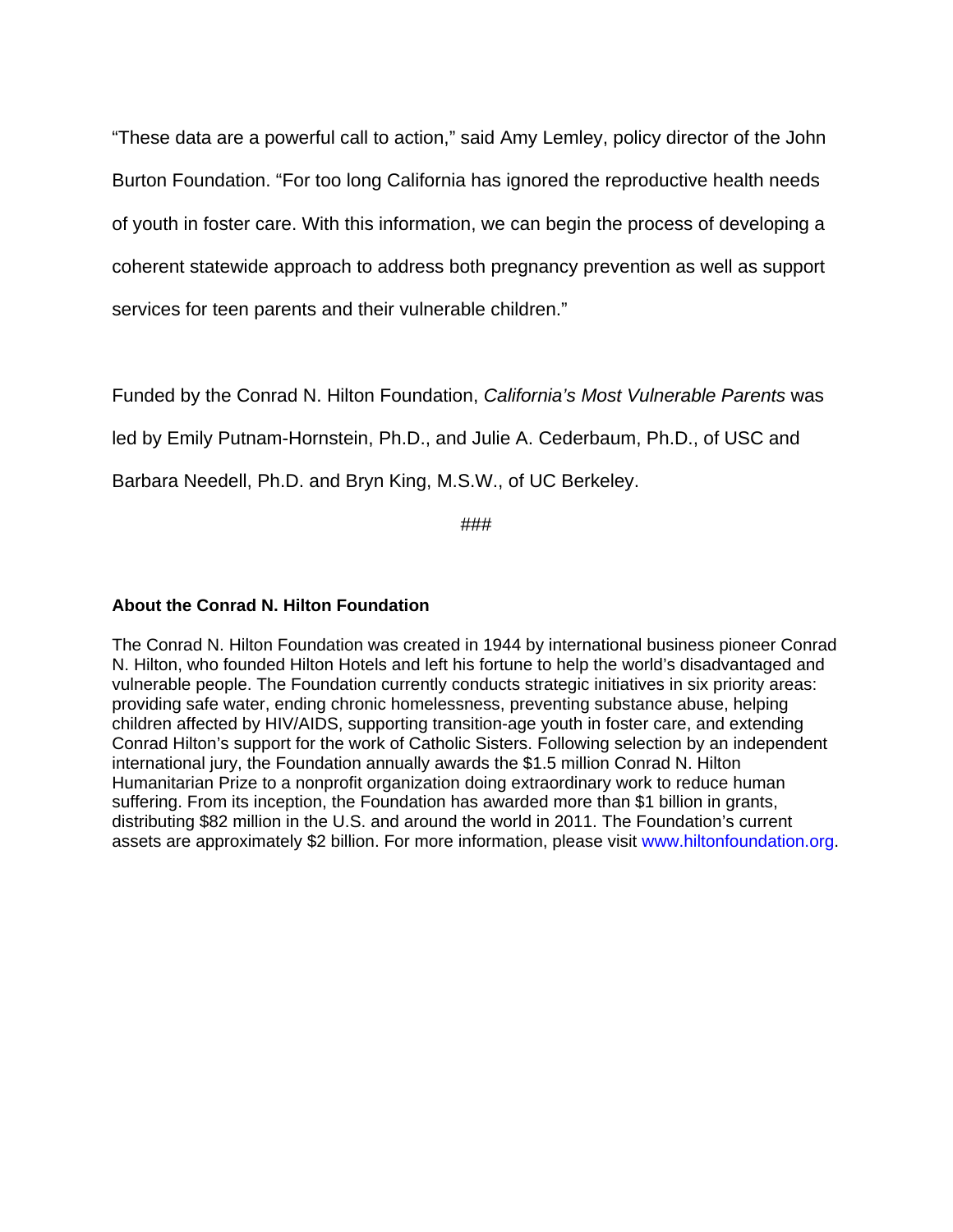"These data are a powerful call to action," said Amy Lemley, policy director of the John Burton Foundation. "For too long California has ignored the reproductive health needs of youth in foster care. With this information, we can begin the process of developing a coherent statewide approach to address both pregnancy prevention as well as support services for teen parents and their vulnerable children."

Funded by the Conrad N. Hilton Foundation, *California's Most Vulnerable Parents* was led by Emily Putnam-Hornstein, Ph.D., and Julie A. Cederbaum, Ph.D., of USC and Barbara Needell, Ph.D. and Bryn King, M.S.W., of UC Berkeley.

###

**About the Conrad N. Hilton Foundation**

The Conrad N. Hilton Foundation was created in 1944 by international business pioneer Conrad N. Hilton, who founded Hilton Hotels and left his fortune to help the world's disadvantaged and vulnerable people. The Foundation currently conducts strategic initiatives in six priority areas: providing safe water, ending chronic homelessness, preventing substance abuse, helping children affected by HIV/AIDS, supporting transition-age youth in foster care, and extending Conrad Hilton's support for the work of Catholic Sisters. Following selection by an independent international jury, the Foundation annually awards the $1.5 million Conrad N. Hilton Humanitarian Prize to a nonprofit organization doing extraordinary work to reduce human suffering. From its inception, the Foundation has awarded more than $1 billion in grants, distributing $82 million in the U.S. and around the world in 2011. The Foundation's current assets are approximately $2 billion. For more information, please visit www.hiltonfoundation.org.